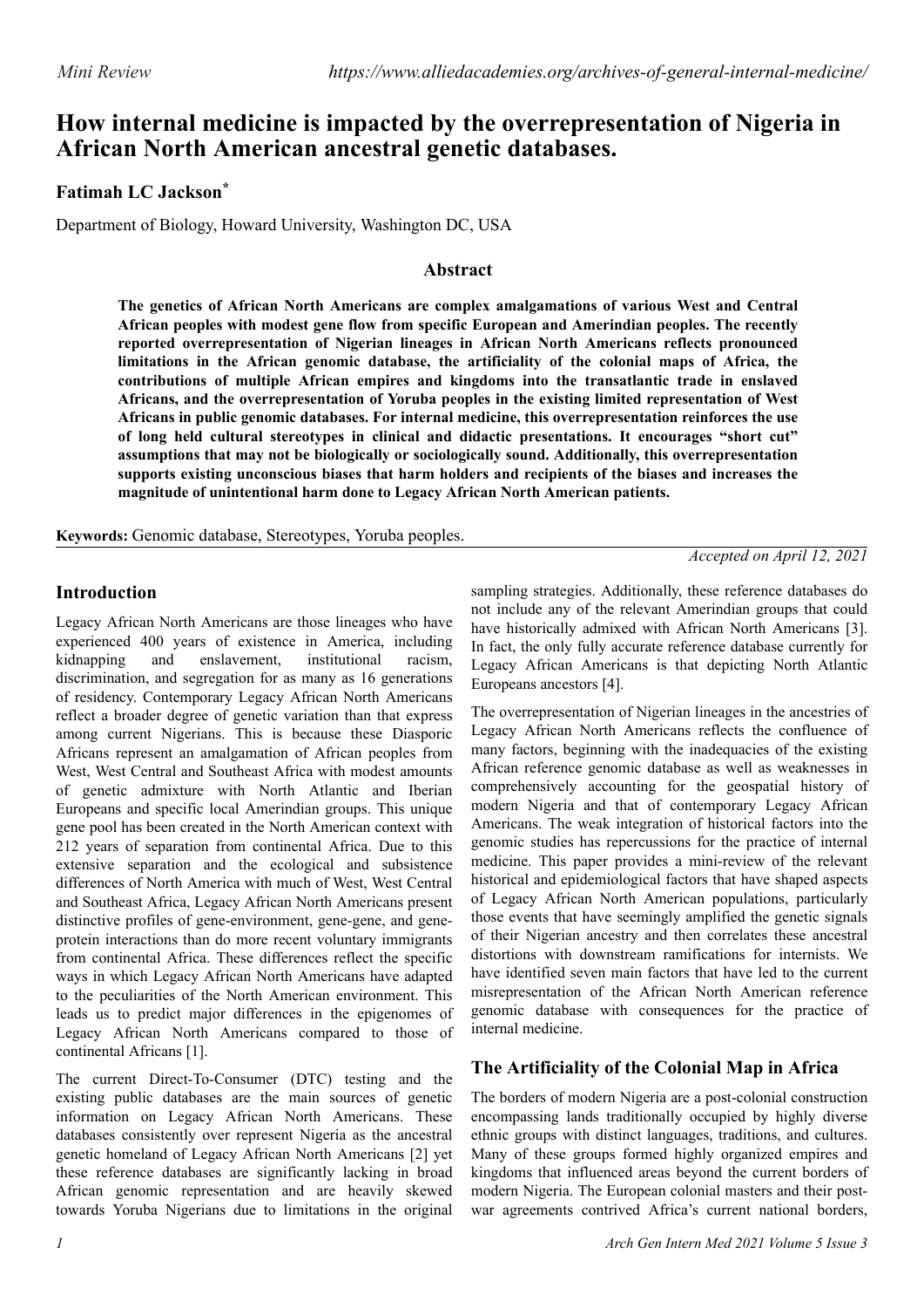*Mini Review*

# How internal medicine is impacted by the overrepresentation of Nigeria in African North American ancestral genetic databases.

**Fatimah LC Jackson***

Department of Biology, Howard University, Washington DC, USA

## Abstract

**The genetics of African North Americans are complex amalgamations of various West and Central African peoples with modest gene flow from specific European and Amerindian peoples. The recently reported overrepresentation of Nigerian lineages in African North Americans reflects pronounced limitations in the African genomic database, the artificiality of the colonial maps of Africa, the contributions of multiple African empires and kingdoms into the transatlantic trade in enslaved Africans, and the overrepresentation of Yoruba peoples in the existing limited representation of West Africans in public genomic databases. For internal medicine, this overrepresentation reinforces the use of long held cultural stereotypes in clinical and didactic presentations. It encourages "short cut" assumptions that may not be biologically or sociologically sound. Additionally, this overrepresentation supports existing unconscious biases that harm holders and recipients of the biases and increases the magnitude of unintentional harm done to Legacy African North American patients.**

**Keywords:** Genomic database, Stereotypes, Yoruba peoples.

*Accepted on April 12, 2021*

## Introduction

Legacy African North Americans are those lineages who have experienced 400 years of existence in America, including kidnapping and enslavement, institutional racism, discrimination, and segregation for as many as 16 generations of residency. Contemporary Legacy African North Americans reflect a broader degree of genetic variation than that express among current Nigerians. This is because these Diasporic Africans represent an amalgamation of African peoples from West, West Central and Southeast Africa with modest amounts of genetic admixture with North Atlantic and Iberian Europeans and specific local Amerindian groups. This unique gene pool has been created in the North American context with 212 years of separation from continental Africa. Due to this extensive separation and the ecological and subsistence differences of North America with much of West, West Central and Southeast Africa, Legacy African North Americans present distinctive profiles of gene-environment, gene-gene, and gene-protein interactions than do more recent voluntary immigrants from continental Africa. These differences reflect the specific ways in which Legacy African North Americans have adapted to the peculiarities of the North American environment. This leads us to predict major differences in the epigenomes of Legacy African North Americans compared to those of continental Africans [1].

The current Direct-To-Consumer (DTC) testing and the existing public databases are the main sources of genetic information on Legacy African North Americans. These databases consistently over represent Nigeria as the ancestral genetic homeland of Legacy African North Americans [2] yet these reference databases are significantly lacking in broad African genomic representation and are heavily skewed towards Yoruba Nigerians due to limitations in the original sampling strategies. Additionally, these reference databases do not include any of the relevant Amerindian groups that could have historically admixed with African North Americans [3]. In fact, the only fully accurate reference database currently for Legacy African Americans is that depicting North Atlantic Europeans ancestors [4].

The overrepresentation of Nigerian lineages in the ancestries of Legacy African North Americans reflects the confluence of many factors, beginning with the inadequacies of the existing African reference genomic database as well as weaknesses in comprehensively accounting for the geospatial history of modern Nigeria and that of contemporary Legacy African Americans. The weak integration of historical factors into the genomic studies has repercussions for the practice of internal medicine. This paper provides a mini-review of the relevant historical and epidemiological factors that have shaped aspects of Legacy African North American populations, particularly those events that have seemingly amplified the genetic signals of their Nigerian ancestry and then correlates these ancestral distortions with downstream ramifications for internists. We have identified seven main factors that have led to the current misrepresentation of the African North American reference genomic database with consequences for the practice of internal medicine.

## The Artificiality of the Colonial Map in Africa

The borders of modern Nigeria are a post-colonial construction encompassing lands traditionally occupied by highly diverse ethnic groups with distinct languages, traditions, and cultures. Many of these groups formed highly organized empires and kingdoms that influenced areas beyond the current borders of modern Nigeria. The European colonial masters and their post-war agreements contrived Africa's current national borders,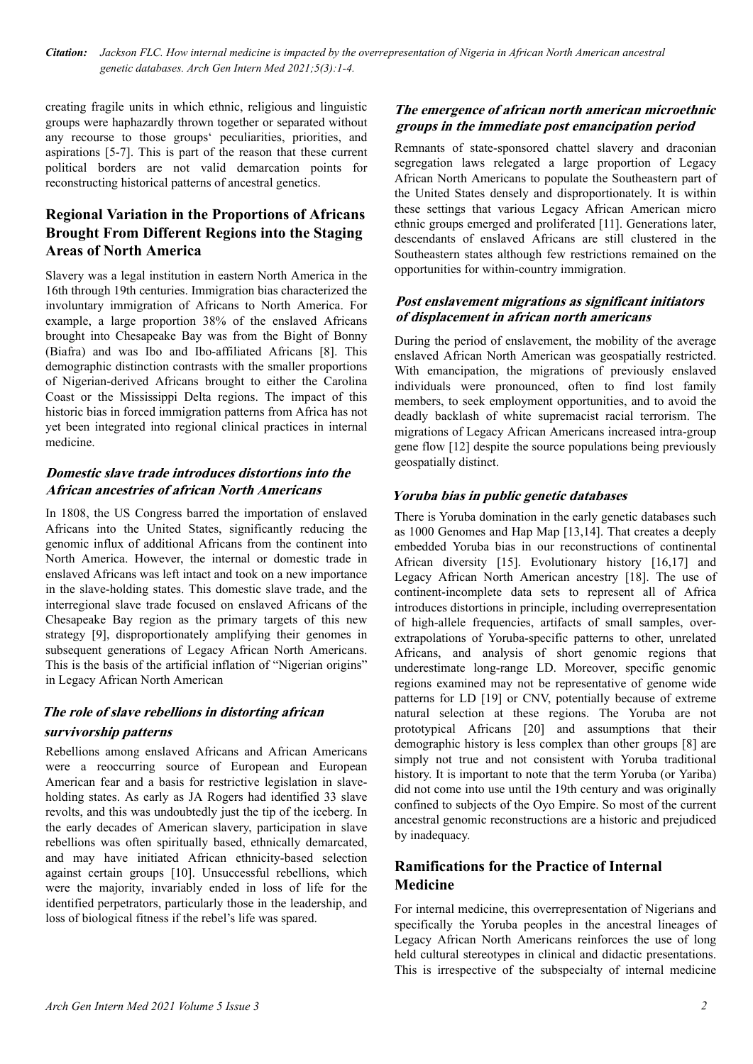creating fragile units in which ethnic, religious and linguistic groups were haphazardly thrown together or separated without any recourse to those groups' peculiarities, priorities, and aspirations [5-7]. This is part of the reason that these current political borders are not valid demarcation points for reconstructing historical patterns of ancestral genetics.

## Regional Variation in the Proportions of Africans Brought From Different Regions into the Staging Areas of North America

Slavery was a legal institution in eastern North America in the 16th through 19th centuries. Immigration bias characterized the involuntary immigration of Africans to North America. For example, a large proportion 38% of the enslaved Africans brought into Chesapeake Bay was from the Bight of Bonny (Biafra) and was Ibo and Ibo-affiliated Africans [8]. This demographic distinction contrasts with the smaller proportions of Nigerian-derived Africans brought to either the Carolina Coast or the Mississippi Delta regions. The impact of this historic bias in forced immigration patterns from Africa has not yet been integrated into regional clinical practices in internal medicine.

### *Domestic slave trade introduces distortions into the African ancestries of african North Americans*

In 1808, the US Congress barred the importation of enslaved Africans into the United States, significantly reducing the genomic influx of additional Africans from the continent into North America. However, the internal or domestic trade in enslaved Africans was left intact and took on a new importance in the slave-holding states. This domestic slave trade, and the interregional slave trade focused on enslaved Africans of the Chesapeake Bay region as the primary targets of this new strategy [9], disproportionately amplifying their genomes in subsequent generations of Legacy African North Americans. This is the basis of the artificial inflation of "Nigerian origins" in Legacy African North American

### *The role of slave rebellions in distorting african survivorship patterns*

Rebellions among enslaved Africans and African Americans were a reoccurring source of European and European American fear and a basis for restrictive legislation in slave-holding states. As early as JA Rogers had identified 33 slave revolts, and this was undoubtedly just the tip of the iceberg. In the early decades of American slavery, participation in slave rebellions was often spiritually based, ethnically demarcated, and may have initiated African ethnicity-based selection against certain groups [10]. Unsuccessful rebellions, which were the majority, invariably ended in loss of life for the identified perpetrators, particularly those in the leadership, and loss of biological fitness if the rebel's life was spared.

### *The emergence of african north american microethnic groups in the immediate post emancipation period*

Remnants of state-sponsored chattel slavery and draconian segregation laws relegated a large proportion of Legacy African North Americans to populate the Southeastern part of the United States densely and disproportionately. It is within these settings that various Legacy African American micro ethnic groups emerged and proliferated [11]. Generations later, descendants of enslaved Africans are still clustered in the Southeastern states although few restrictions remained on the opportunities for within-country immigration.

### *Post enslavement migrations as significant initiators of displacement in african north americans*

During the period of enslavement, the mobility of the average enslaved African North American was geospatially restricted. With emancipation, the migrations of previously enslaved individuals were pronounced, often to find lost family members, to seek employment opportunities, and to avoid the deadly backlash of white supremacist racial terrorism. The migrations of Legacy African Americans increased intra-group gene flow [12] despite the source populations being previously geospatially distinct.

### *Yoruba bias in public genetic databases*

There is Yoruba domination in the early genetic databases such as 1000 Genomes and Hap Map [13,14]. That creates a deeply embedded Yoruba bias in our reconstructions of continental African diversity [15]. Evolutionary history [16,17] and Legacy African North American ancestry [18]. The use of continent-incomplete data sets to represent all of Africa introduces distortions in principle, including overrepresentation of high-allele frequencies, artifacts of small samples, over-extrapolations of Yoruba-specific patterns to other, unrelated Africans, and analysis of short genomic regions that underestimate long-range LD. Moreover, specific genomic regions examined may not be representative of genome wide patterns for LD [19] or CNV, potentially because of extreme natural selection at these regions. The Yoruba are not prototypical Africans [20] and assumptions that their demographic history is less complex than other groups [8] are simply not true and not consistent with Yoruba traditional history. It is important to note that the term Yoruba (or Yariba) did not come into use until the 19th century and was originally confined to subjects of the Oyo Empire. So most of the current ancestral genomic reconstructions are a historic and prejudiced by inadequacy.

## Ramifications for the Practice of Internal Medicine

For internal medicine, this overrepresentation of Nigerians and specifically the Yoruba peoples in the ancestral lineages of Legacy African North Americans reinforces the use of long held cultural stereotypes in clinical and didactic presentations. This is irrespective of the subspecialty of internal medicine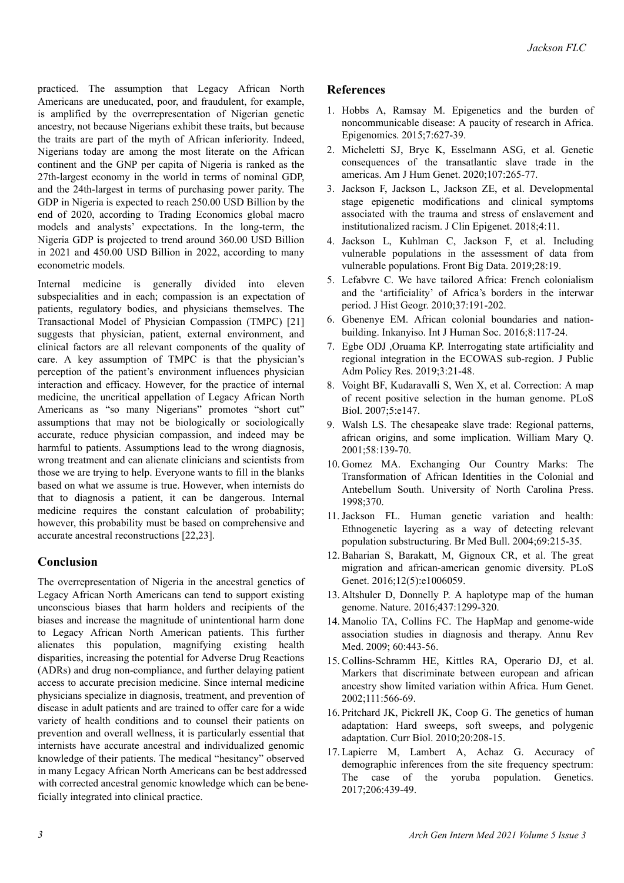practiced. The assumption that Legacy African North Americans are uneducated, poor, and fraudulent, for example, is amplified by the overrepresentation of Nigerian genetic ancestry, not because Nigerians exhibit these traits, but because the traits are part of the myth of African inferiority. Indeed, Nigerians today are among the most literate on the African continent and the GNP per capita of Nigeria is ranked as the 27th-largest economy in the world in terms of nominal GDP, and the 24th-largest in terms of purchasing power parity. The GDP in Nigeria is expected to reach 250.00 USD Billion by the end of 2020, according to Trading Economics global macro models and analysts' expectations. In the long-term, the Nigeria GDP is projected to trend around 360.00 USD Billion in 2021 and 450.00 USD Billion in 2022, according to many econometric models.

Internal medicine is generally divided into eleven subspecialities and in each; compassion is an expectation of patients, regulatory bodies, and physicians themselves. The Transactional Model of Physician Compassion (TMPC) [21] suggests that physician, patient, external environment, and clinical factors are all relevant components of the quality of care. A key assumption of TMPC is that the physician's perception of the patient's environment influences physician interaction and efficacy. However, for the practice of internal medicine, the uncritical appellation of Legacy African North Americans as "so many Nigerians" promotes "short cut" assumptions that may not be biologically or sociologically accurate, reduce physician compassion, and indeed may be harmful to patients. Assumptions lead to the wrong diagnosis, wrong treatment and can alienate clinicians and scientists from those we are trying to help. Everyone wants to fill in the blanks based on what we assume is true. However, when internists do that to diagnosis a patient, it can be dangerous. Internal medicine requires the constant calculation of probability; however, this probability must be based on comprehensive and accurate ancestral reconstructions [22,23].

## Conclusion

The overrepresentation of Nigeria in the ancestral genetics of Legacy African North Americans can tend to support existing unconscious biases that harm holders and recipients of the biases and increase the magnitude of unintentional harm done to Legacy African North American patients. This further alienates this population, magnifying existing health disparities, increasing the potential for Adverse Drug Reactions (ADRs) and drug non-compliance, and further delaying patient access to accurate precision medicine. Since internal medicine physicians specialize in diagnosis, treatment, and prevention of disease in adult patients and are trained to offer care for a wide variety of health conditions and to counsel their patients on prevention and overall wellness, it is particularly essential that internists have accurate ancestral and individualized genomic knowledge of their patients. The medical "hesitancy" observed in many Legacy African North Americans can be best addressed with corrected ancestral genomic knowledge which can be beneficially integrated into clinical practice.

## References

1. Hobbs A, Ramsay M. Epigenetics and the burden of noncommunicable disease: A paucity of research in Africa. Epigenomics. 2015;7:627-39.
2. Micheletti SJ, Bryc K, Esselmann ASG, et al. Genetic consequences of the transatlantic slave trade in the americas. Am J Hum Genet. 2020;107:265-77.
3. Jackson F, Jackson L, Jackson ZE, et al. Developmental stage epigenetic modifications and clinical symptoms associated with the trauma and stress of enslavement and institutionalized racism. J Clin Epigenet. 2018;4:11.
4. Jackson L, Kuhlman C, Jackson F, et al. Including vulnerable populations in the assessment of data from vulnerable populations. Front Big Data. 2019;28:19.
5. Lefabvre C. We have tailored Africa: French colonialism and the 'artificiality' of Africa's borders in the interwar period. J Hist Geogr. 2010;37:191-202.
6. Gbenenye EM. African colonial boundaries and nation-building. Inkanyiso. Int J Human Soc. 2016;8:117-24.
7. Egbe ODJ ,Oruama KP. Interrogating state artificiality and regional integration in the ECOWAS sub-region. J Public Adm Policy Res. 2019;3:21-48.
8. Voight BF, Kudaravalli S, Wen X, et al. Correction: A map of recent positive selection in the human genome. PLoS Biol. 2007;5:e147.
9. Walsh LS. The chesapeake slave trade: Regional patterns, african origins, and some implication. William Mary Q. 2001;58:139-70.
10. Gomez MA. Exchanging Our Country Marks: The Transformation of African Identities in the Colonial and Antebellum South. University of North Carolina Press. 1998;370.
11. Jackson FL. Human genetic variation and health: Ethnogenetic layering as a way of detecting relevant population substructuring. Br Med Bull. 2004;69:215-35.
12. Baharian S, Barakatt, M, Gignoux CR, et al. The great migration and african-american genomic diversity. PLoS Genet. 2016;12(5):e1006059.
13. Altshuler D, Donnelly P. A haplotype map of the human genome. Nature. 2016;437:1299-320.
14. Manolio TA, Collins FC. The HapMap and genome-wide association studies in diagnosis and therapy. Annu Rev Med. 2009; 60:443-56.
15. Collins-Schramm HE, Kittles RA, Operario DJ, et al. Markers that discriminate between european and african ancestry show limited variation within Africa. Hum Genet. 2002;111:566-69.
16. Pritchard JK, Pickrell JK, Coop G. The genetics of human adaptation: Hard sweeps, soft sweeps, and polygenic adaptation. Curr Biol. 2010;20:208-15.
17. Lapierre M, Lambert A, Achaz G. Accuracy of demographic inferences from the site frequency spectrum: The case of the yoruba population. Genetics. 2017;206:439-49.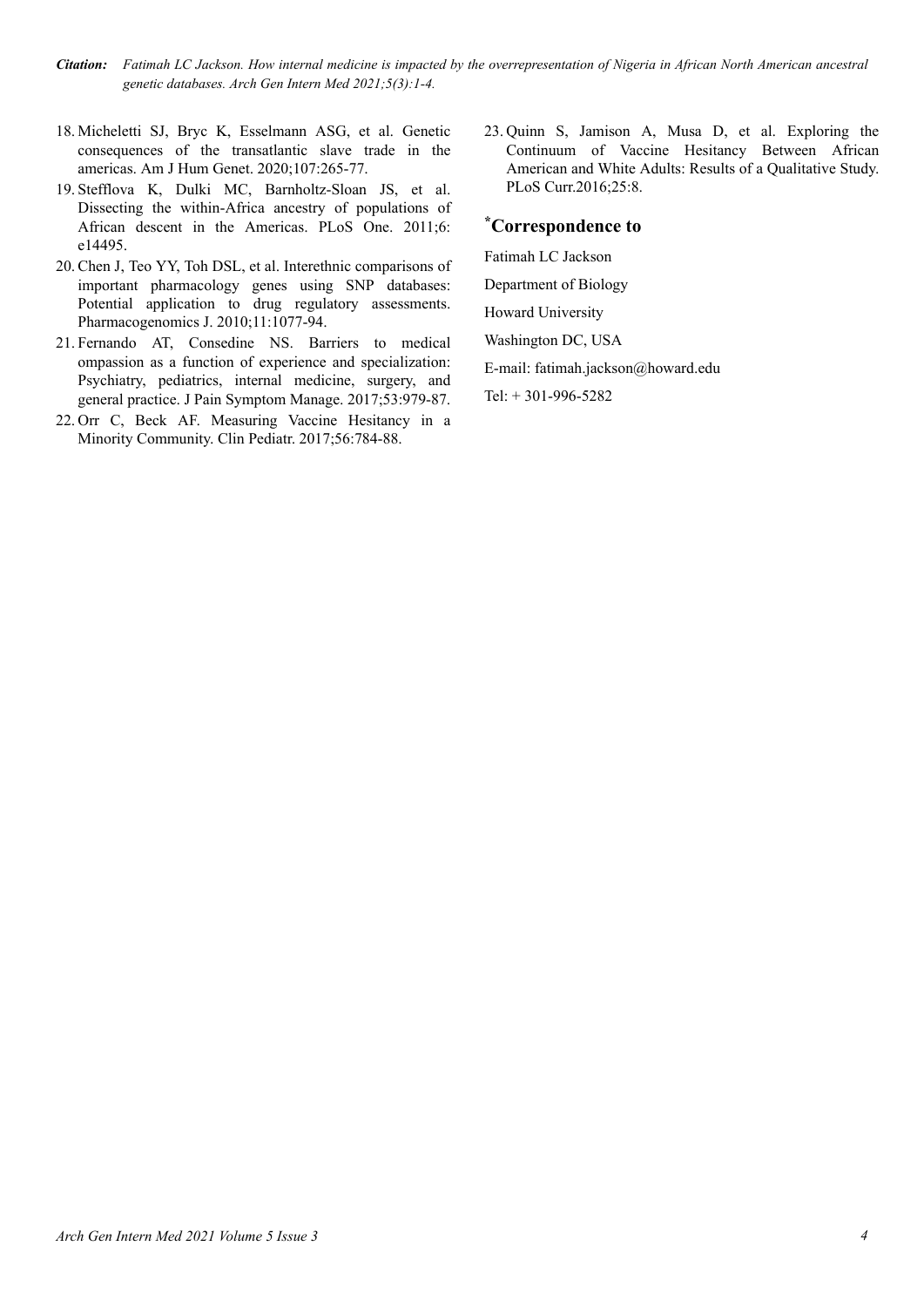18. Micheletti SJ, Bryc K, Esselmann ASG, et al. Genetic consequences of the transatlantic slave trade in the americas. Am J Hum Genet. 2020;107:265-77.
19. Stefflova K, Dulki MC, Barnholtz-Sloan JS, et al. Dissecting the within-Africa ancestry of populations of African descent in the Americas. PLoS One. 2011;6: e14495.
20. Chen J, Teo YY, Toh DSL, et al. Interethnic comparisons of important pharmacology genes using SNP databases: Potential application to drug regulatory assessments. Pharmacogenomics J. 2010;11:1077-94.
21. Fernando AT, Consedine NS. Barriers to medical ompassion as a function of experience and specialization: Psychiatry, pediatrics, internal medicine, surgery, and general practice. J Pain Symptom Manage. 2017;53:979-87.
22. Orr C, Beck AF. Measuring Vaccine Hesitancy in a Minority Community. Clin Pediatr. 2017;56:784-88.
23. Quinn S, Jamison A, Musa D, et al. Exploring the Continuum of Vaccine Hesitancy Between African American and White Adults: Results of a Qualitative Study. PLoS Curr.2016;25:8.

## *Correspondence to

Fatimah LC Jackson

Department of Biology

Howard University

Washington DC, USA

E-mail: fatimah.jackson@howard.edu

Tel: + 301-996-5282